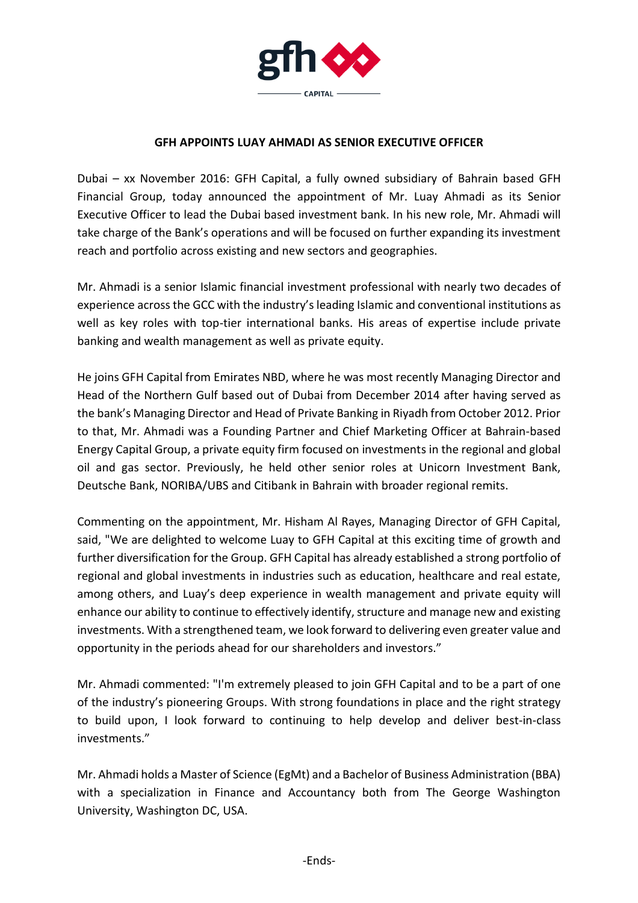# GFH APPOINTS LUAY AHMADI AS SENIOR EXECUTIVE OFFICER

Dubai – xx November 2016: GFH Capital, a fully owned subsidiary of Bahrain based GFH Financial Group, today announced the appointment of Mr. Luay Ahmadi as its Senior Executive Officer to lead the Dubai based investment bank. In his new role, Mr. Ahmadi will take charge of the Bank's operations and will be focused on further expanding its investment reach and portfolio across existing and new sectors and geographies.

Mr. Ahmadi is a senior Islamic financial investment professional with nearly two decades of experience across the GCC with the industry's leading Islamic and conventional institutions as well as key roles with top-tier international banks. His areas of expertise include private banking and wealth management as well as private equity.

He joins GFH Capital from Emirates NBD, where he was most recently Managing Director and Head of the Northern Gulf based out of Dubai from December 2014 after having served as the bank's Managing Director and Head of Private Banking in Riyadh from October 2012. Prior to that, Mr. Ahmadi was a Founding Partner and Chief Marketing Officer at Bahrain-based Energy Capital Group, a private equity firm focused on investments in the regional and global oil and gas sector. Previously, he held other senior roles at Unicorn Investment Bank, Deutsche Bank, NORIBA/UBS and Citibank in Bahrain with broader regional remits.

Commenting on the appointment, Mr. Hisham Al Rayes, Managing Director of GFH Capital, said, "We are delighted to welcome Luay to GFH Capital at this exciting time of growth and further diversification for the Group. GFH Capital has already established a strong portfolio of regional and global investments in industries such as education, healthcare and real estate, among others, and Luay's deep experience in wealth management and private equity will enhance our ability to continue to effectively identify, structure and manage new and existing investments. With a strengthened team, we look forward to delivering even greater value and opportunity in the periods ahead for our shareholders and investors."

Mr. Ahmadi commented: "I'm extremely pleased to join GFH Capital and to be a part of one of the industry's pioneering Groups. With strong foundations in place and the right strategy to build upon, I look forward to continuing to help develop and deliver best-in-class investments."

Mr. Ahmadi holds a Master of Science (EgMt) and a Bachelor of Business Administration (BBA) with a specialization in Finance and Accountancy both from The George Washington University, Washington DC, USA.

-Ends-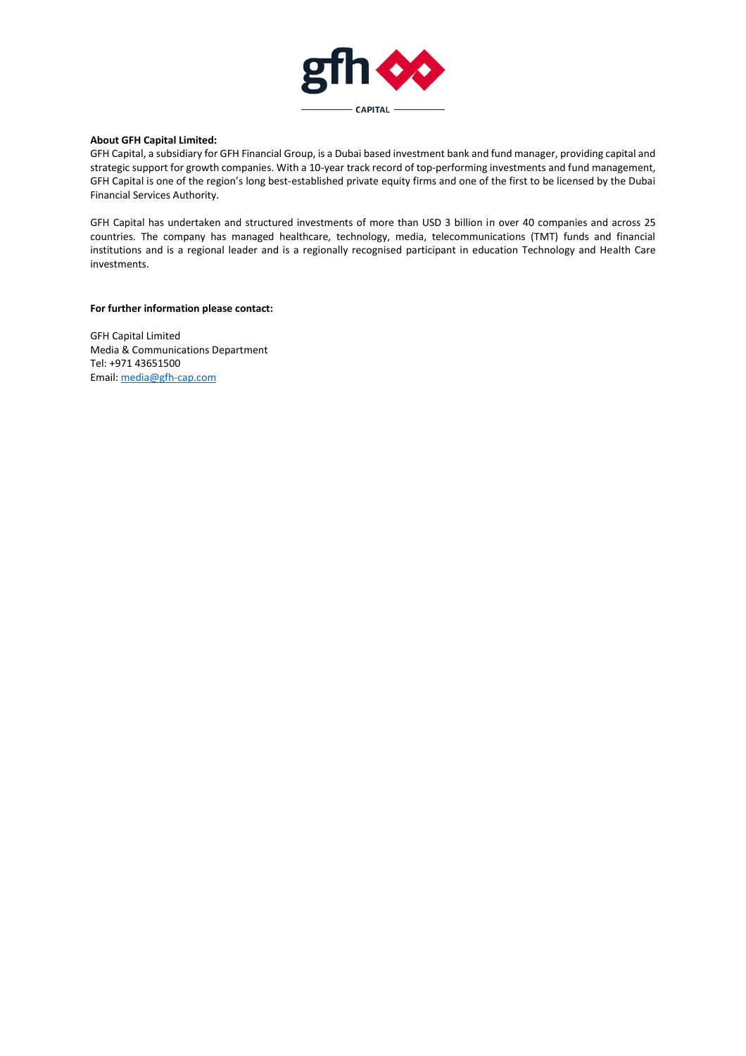**About GFH Capital Limited:**

GFH Capital, a subsidiary for GFH Financial Group, is a Dubai based investment bank and fund manager, providing capital and strategic support for growth companies. With a 10-year track record of top-performing investments and fund management, GFH Capital is one of the region's long best-established private equity firms and one of the first to be licensed by the Dubai Financial Services Authority.

GFH Capital has undertaken and structured investments of more than USD 3 billion in over 40 companies and across 25 countries. The company has managed healthcare, technology, media, telecommunications (TMT) funds and financial institutions and is a regional leader and is a regionally recognised participant in education Technology and Health Care investments.

**For further information please contact:**

GFH Capital Limited
Media & Communications Department
Tel: +971 43651500
Email: media@gfh-cap.com